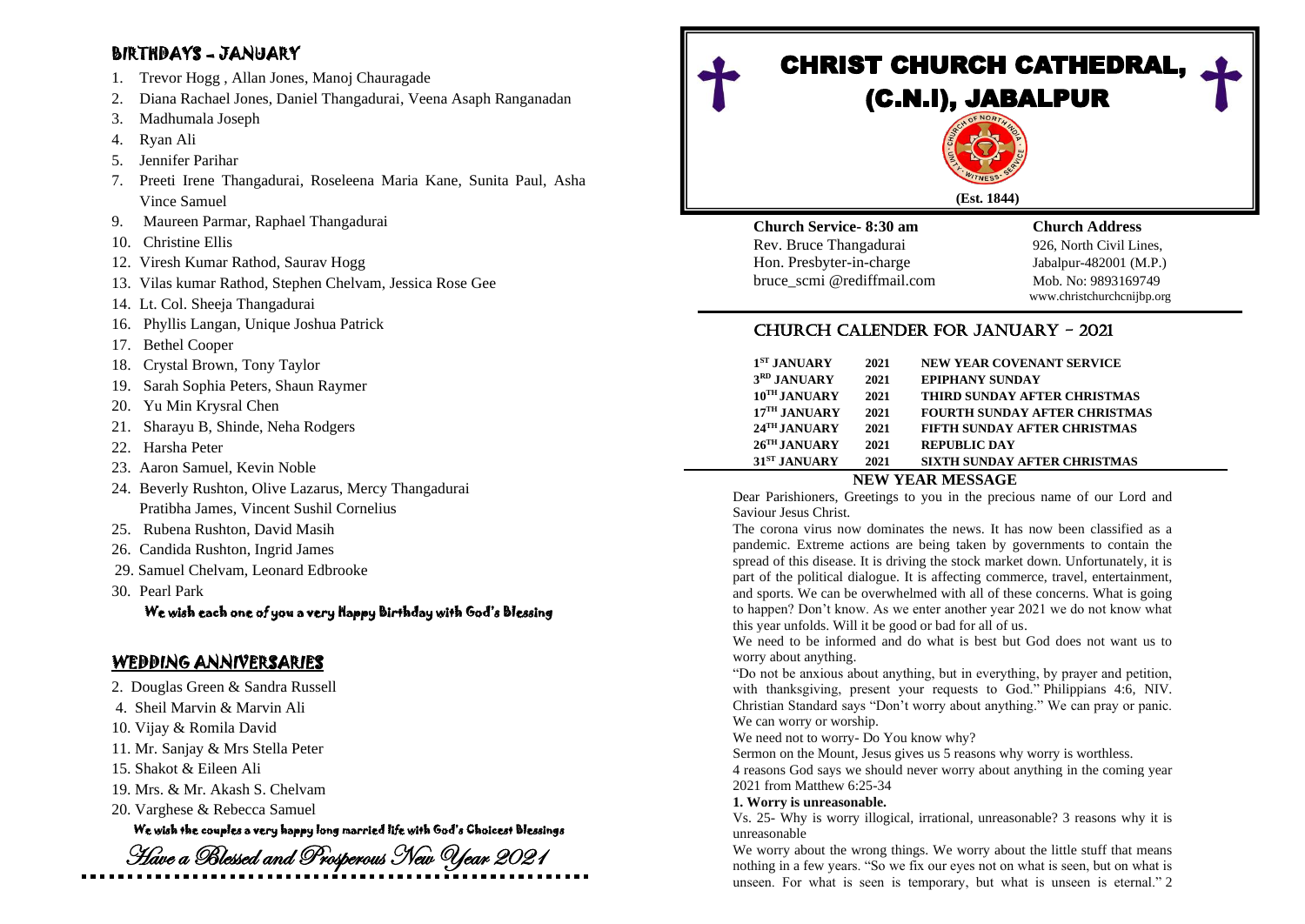## BIRTHDAYS - JANUARY

1. Trevor Hogg , Allan Jones, Manoj Chauragade
2. Diana Rachael Jones, Daniel Thangadurai, Veena Asaph Ranganadan
3. Madhumala Joseph
4. Ryan Ali
5. Jennifer Parihar
7. Preeti Irene Thangadurai, Roseleena Maria Kane, Sunita Paul, Asha Vince Samuel
9. Maureen Parmar, Raphael Thangadurai
10. Christine Ellis
12. Viresh Kumar Rathod, Saurav Hogg
13. Vilas kumar Rathod, Stephen Chelvam, Jessica Rose Gee
14. Lt. Col. Sheeja Thangadurai
16. Phyllis Langan, Unique Joshua Patrick
17. Bethel Cooper
18. Crystal Brown, Tony Taylor
19. Sarah Sophia Peters, Shaun Raymer
20. Yu Min Krysral Chen
21. Sharayu B, Shinde, Neha Rodgers
22. Harsha Peter
23. Aaron Samuel, Kevin Noble
24. Beverly Rushton, Olive Lazarus, Mercy Thangadurai
    Pratibha James, Vincent Sushil Cornelius
25. Rubena Rushton, David Masih
26. Candida Rushton, Ingrid James
29. Samuel Chelvam, Leonard Edbrooke
30. Pearl Park

**We wish each one of you a very Happy Birthday with God's Blessing**

## WEDDING ANNIVERSARIES

2. Douglas Green & Sandra Russell
4. Sheil Marvin & Marvin Ali
10. Vijay & Romila David
11. Mr. Sanjay & Mrs Stella Peter
15. Shakot & Eileen Ali
19. Mrs. & Mr. Akash S. Chelvam
20. Varghese & Rebecca Samuel

**We wish the couples a very happy long married life with God's Choicest Blessings**

*Have a Blessed and Prosperous New Year 2021*

# CHRIST CHURCH CATHEDRAL, (C.N.I), JABALPUR

(Est. 1844)

**Church Service- 8:30 am**
Rev. Bruce Thangadurai
Hon. Presbyter-in-charge
bruce_scmi @rediffmail.com

**Church Address**
926, North Civil Lines,
Jabalpur-482001 (M.P.)
Mob. No: 9893169749
www.christchurchcnijbp.org

## CHURCH CALENDER FOR JANUARY - 2021

| | | |
|---|---|---|
| 1ST JANUARY | 2021 | NEW YEAR COVENANT SERVICE |
| 3RD JANUARY | 2021 | EPIPHANY SUNDAY |
| 10TH JANUARY | 2021 | THIRD SUNDAY AFTER CHRISTMAS |
| 17TH JANUARY | 2021 | FOURTH SUNDAY AFTER CHRISTMAS |
| 24TH JANUARY | 2021 | FIFTH SUNDAY AFTER CHRISTMAS |
| 26TH JANUARY | 2021 | REPUBLIC DAY |
| 31ST JANUARY | 2021 | SIXTH SUNDAY AFTER CHRISTMAS |

## NEW YEAR MESSAGE

Dear Parishioners, Greetings to you in the precious name of our Lord and Saviour Jesus Christ.

The corona virus now dominates the news. It has now been classified as a pandemic. Extreme actions are being taken by governments to contain the spread of this disease. It is driving the stock market down. Unfortunately, it is part of the political dialogue. It is affecting commerce, travel, entertainment, and sports. We can be overwhelmed with all of these concerns. What is going to happen? Don't know. As we enter another year 2021 we do not know what this year unfolds. Will it be good or bad for all of us.

We need to be informed and do what is best but God does not want us to worry about anything.

"Do not be anxious about anything, but in everything, by prayer and petition, with thanksgiving, present your requests to God." Philippians 4:6, NIV. Christian Standard says "Don't worry about anything." We can pray or panic. We can worry or worship.

We need not to worry- Do You know why?

Sermon on the Mount, Jesus gives us 5 reasons why worry is worthless.

4 reasons God says we should never worry about anything in the coming year 2021 from Matthew 6:25-34

**1. Worry is unreasonable.**

Vs. 25- Why is worry illogical, irrational, unreasonable? 3 reasons why it is unreasonable

We worry about the wrong things. We worry about the little stuff that means nothing in a few years. "So we fix our eyes not on what is seen, but on what is unseen. For what is seen is temporary, but what is unseen is eternal." 2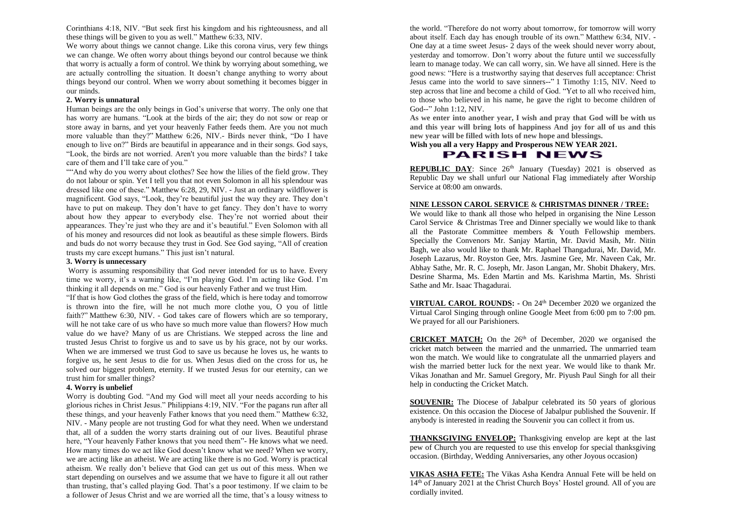Corinthians 4:18, NIV. "But seek first his kingdom and his righteousness, and all these things will be given to you as well." Matthew 6:33, NIV.

We worry about things we cannot change. Like this corona virus, very few things we can change. We often worry about things beyond our control because we think that worry is actually a form of control. We think by worrying about something, we are actually controlling the situation. It doesn't change anything to worry about things beyond our control. When we worry about something it becomes bigger in our minds.

**2. Worry is unnatural**

Human beings are the only beings in God's universe that worry. The only one that has worry are humans. "Look at the birds of the air; they do not sow or reap or store away in barns, and yet your heavenly Father feeds them. Are you not much more valuable than they?" Matthew 6:26, NIV.- Birds never think, "Do I have enough to live on?" Birds are beautiful in appearance and in their songs. God says, "Look, the birds are not worried. Aren't you more valuable than the birds? I take care of them and I'll take care of you."

""And why do you worry about clothes? See how the lilies of the field grow. They do not labour or spin. Yet I tell you that not even Solomon in all his splendour was dressed like one of these." Matthew 6:28, 29, NIV. - Just an ordinary wildflower is magnificent. God says, "Look, they're beautiful just the way they are. They don't have to put on makeup. They don't have to get fancy. They don't have to worry about how they appear to everybody else. They're not worried about their appearances. They're just who they are and it's beautiful." Even Solomon with all of his money and resources did not look as beautiful as these simple flowers. Birds and buds do not worry because they trust in God. See God saying, "All of creation trusts my care except humans." This just isn't natural.

**3. Worry is unnecessary**

Worry is assuming responsibility that God never intended for us to have. Every time we worry, it's a warning like, "I'm playing God. I'm acting like God. I'm thinking it all depends on me." God is our heavenly Father and we trust Him.

"If that is how God clothes the grass of the field, which is here today and tomorrow is thrown into the fire, will he not much more clothe you, O you of little faith?" Matthew 6:30, NIV. - God takes care of flowers which are so temporary, will he not take care of us who have so much more value than flowers? How much value do we have? Many of us are Christians. We stepped across the line and trusted Jesus Christ to forgive us and to save us by his grace, not by our works. When we are immersed we trust God to save us because he loves us, he wants to forgive us, he sent Jesus to die for us. When Jesus died on the cross for us, he solved our biggest problem, eternity. If we trusted Jesus for our eternity, can we trust him for smaller things?

**4. Worry is unbelief**

Worry is doubting God. "And my God will meet all your needs according to his glorious riches in Christ Jesus." Philippians 4:19, NIV. "For the pagans run after all these things, and your heavenly Father knows that you need them." Matthew 6:32, NIV. - Many people are not trusting God for what they need. When we understand that, all of a sudden the worry starts draining out of our lives. Beautiful phrase here, "Your heavenly Father knows that you need them"- He knows what we need. How many times do we act like God doesn't know what we need? When we worry, we are acting like an atheist. We are acting like there is no God. Worry is practical atheism. We really don't believe that God can get us out of this mess. When we start depending on ourselves and we assume that we have to figure it all out rather than trusting, that's called playing God. That's a poor testimony. If we claim to be a follower of Jesus Christ and we are worried all the time, that's a lousy witness to the world. "Therefore do not worry about tomorrow, for tomorrow will worry about itself. Each day has enough trouble of its own." Matthew 6:34, NIV. - One day at a time sweet Jesus- 2 days of the week should never worry about, yesterday and tomorrow. Don't worry about the future until we successfully learn to manage today. We can call worry, sin. We have all sinned. Here is the good news: "Here is a trustworthy saying that deserves full acceptance: Christ Jesus came into the world to save sinners--" 1 Timothy 1:15, NIV. Need to step across that line and become a child of God. "Yet to all who received him, to those who believed in his name, he gave the right to become children of God--" John 1:12, NIV.

**As we enter into another year, I wish and pray that God will be with us and this year will bring lots of happiness And joy for all of us and this new year will be filled with lots of new hope and blessings.**

**Wish you all a very Happy and Prosperous NEW YEAR 2021.**

# PARISH NEWS

**REPUBLIC DAY**: Since 26th January (Tuesday) 2021 is observed as Republic Day we shall unfurl our National Flag immediately after Worship Service at 08:00 am onwards.

**NINE LESSON CAROL SERVICE & CHRISTMAS DINNER / TREE:**

We would like to thank all those who helped in organising the Nine Lesson Carol Service & Christmas Tree and Dinner specially we would like to thank all the Pastorate Committee members & Youth Fellowship members. Specially the Convenors Mr. Sanjay Martin, Mr. David Masih, Mr. Nitin Bagh, we also would like to thank Mr. Raphael Thangadurai, Mr. David, Mr. Joseph Lazarus, Mr. Royston Gee, Mrs. Jasmine Gee, Mr. Naveen Cak, Mr. Abhay Sathe, Mr. R. C. Joseph, Mr. Jason Langan, Mr. Shobit Dhakery, Mrs. Desrine Sharma, Ms. Eden Martin and Ms. Karishma Martin, Ms. Shristi Sathe and Mr. Isaac Thagadurai.

**VIRTUAL CAROL ROUNDS:** - On 24th December 2020 we organized the Virtual Carol Singing through online Google Meet from 6:00 pm to 7:00 pm. We prayed for all our Parishioners.

**CRICKET MATCH:** On the 26th of December, 2020 we organised the cricket match between the married and the unmarried**.** The unmarried team won the match. We would like to congratulate all the unmarried players and wish the married better luck for the next year. We would like to thank Mr. Vikas Jonathan and Mr. Samuel Gregory, Mr. Piyush Paul Singh for all their help in conducting the Cricket Match.

**SOUVENIR:** The Diocese of Jabalpur celebrated its 50 years of glorious existence. On this occasion the Diocese of Jabalpur published the Souvenir. If anybody is interested in reading the Souvenir you can collect it from us.

**THANKSGIVING ENVELOP:** Thanksgiving envelop are kept at the last pew of Church you are requested to use this envelop for special thanksgiving occasion. (Birthday, Wedding Anniversaries, any other Joyous occasion)

**VIKAS ASHA FETE:** The Vikas Asha Kendra Annual Fete will be held on 14th of January 2021 at the Christ Church Boys' Hostel ground. All of you are cordially invited.